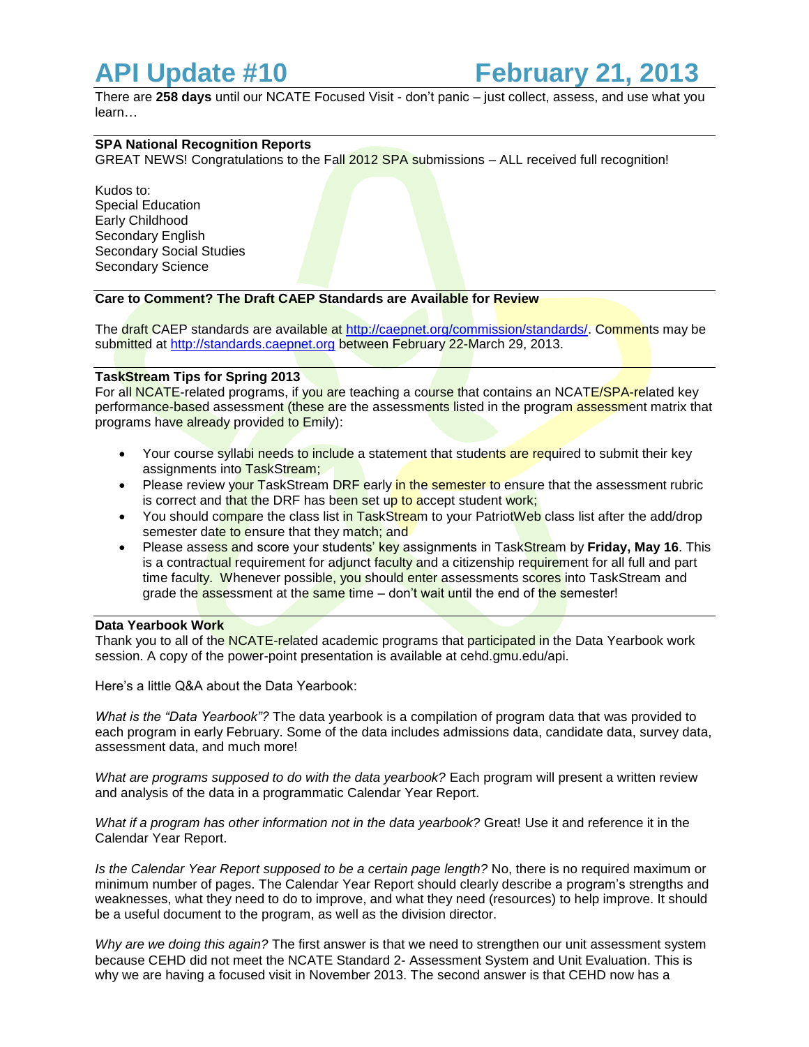# API Update #10 February 21, 2013

There are **258 days** until our NCATE Focused Visit - don't panic – just collect, assess, and use what you learn…

**SPA National Recognition Reports**

GREAT NEWS! Congratulations to the Fall 2012 SPA submissions – ALL received full recognition!

Kudos to:
Special Education
Early Childhood
Secondary English
Secondary Social Studies
Secondary Science

**Care to Comment? The Draft CAEP Standards are Available for Review**

The draft CAEP standards are available at http://caepnet.org/commission/standards/. Comments may be submitted at http://standards.caepnet.org between February 22-March 29, 2013.

**TaskStream Tips for Spring 2013**

For all NCATE-related programs, if you are teaching a course that contains an NCATE/SPA-related key performance-based assessment (these are the assessments listed in the program assessment matrix that programs have already provided to Emily):

- Your course syllabi needs to include a statement that students are required to submit their key assignments into TaskStream;
- Please review your TaskStream DRF early in the semester to ensure that the assessment rubric is correct and that the DRF has been set up to accept student work;
- You should compare the class list in TaskStream to your PatriotWeb class list after the add/drop semester date to ensure that they match; and
- Please assess and score your students' key assignments in TaskStream by **Friday, May 16**. This is a contractual requirement for adjunct faculty and a citizenship requirement for all full and part time faculty. Whenever possible, you should enter assessments scores into TaskStream and grade the assessment at the same time – don't wait until the end of the semester!

**Data Yearbook Work**

Thank you to all of the NCATE-related academic programs that participated in the Data Yearbook work session. A copy of the power-point presentation is available at cehd.gmu.edu/api.

Here's a little Q&A about the Data Yearbook:

*What is the "Data Yearbook"?* The data yearbook is a compilation of program data that was provided to each program in early February. Some of the data includes admissions data, candidate data, survey data, assessment data, and much more!

*What are programs supposed to do with the data yearbook?* Each program will present a written review and analysis of the data in a programmatic Calendar Year Report.

*What if a program has other information not in the data yearbook?* Great! Use it and reference it in the Calendar Year Report.

*Is the Calendar Year Report supposed to be a certain page length?* No, there is no required maximum or minimum number of pages. The Calendar Year Report should clearly describe a program's strengths and weaknesses, what they need to do to improve, and what they need (resources) to help improve. It should be a useful document to the program, as well as the division director.

*Why are we doing this again?* The first answer is that we need to strengthen our unit assessment system because CEHD did not meet the NCATE Standard 2- Assessment System and Unit Evaluation. This is why we are having a focused visit in November 2013. The second answer is that CEHD now has a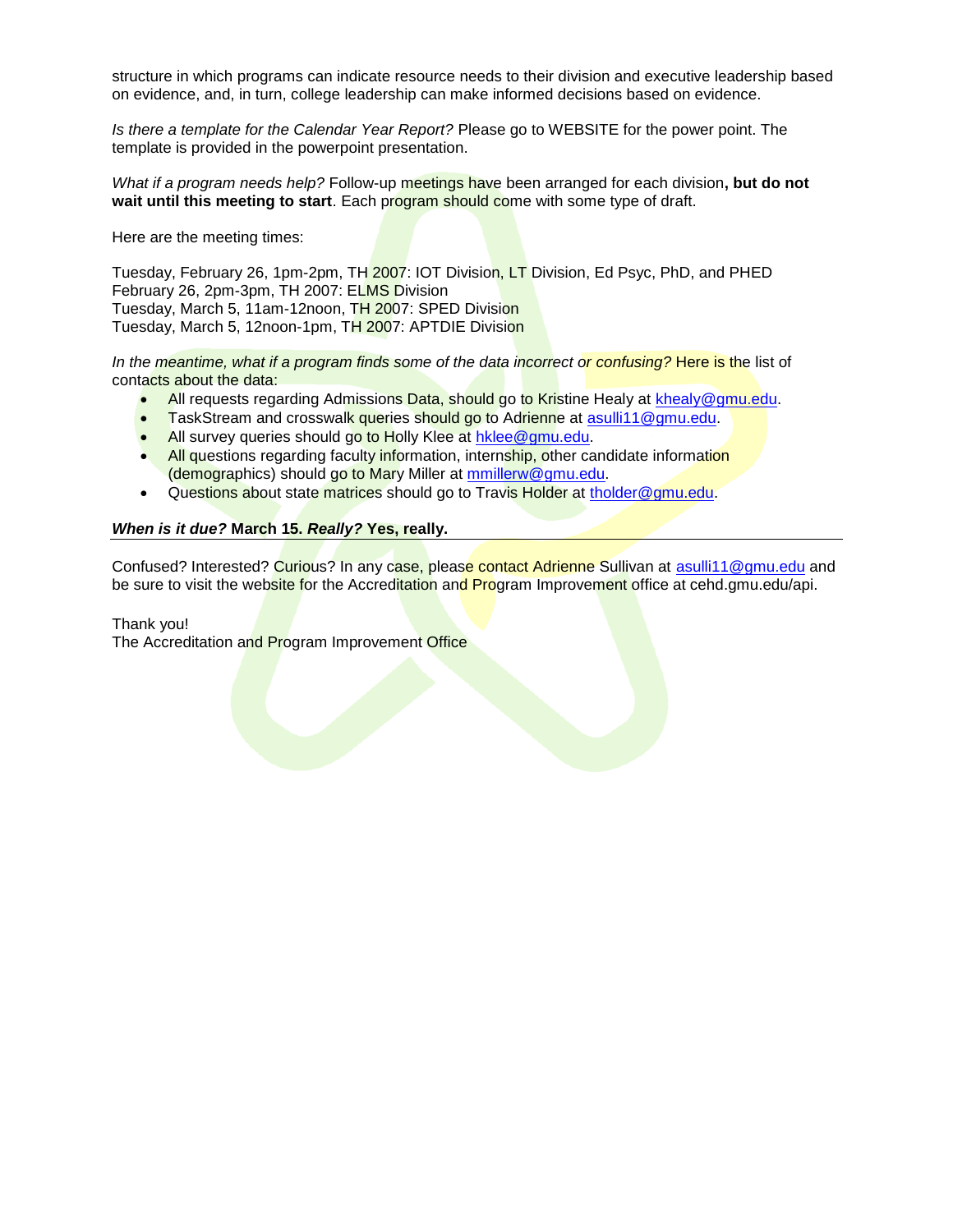structure in which programs can indicate resource needs to their division and executive leadership based on evidence, and, in turn, college leadership can make informed decisions based on evidence.

*Is there a template for the Calendar Year Report?* Please go to WEBSITE for the power point. The template is provided in the powerpoint presentation.

*What if a program needs help?* Follow-up meetings have been arranged for each division**, but do not wait until this meeting to start**. Each program should come with some type of draft.

Here are the meeting times:

Tuesday, February 26, 1pm-2pm, TH 2007: IOT Division, LT Division, Ed Psyc, PhD, and PHED
February 26, 2pm-3pm, TH 2007: ELMS Division
Tuesday, March 5, 11am-12noon, TH 2007: SPED Division
Tuesday, March 5, 12noon-1pm, TH 2007: APTDIE Division

*In the meantime, what if a program finds some of the data incorrect or confusing?* Here is the list of contacts about the data:

- All requests regarding Admissions Data, should go to Kristine Healy at khealy@gmu.edu.
- TaskStream and crosswalk queries should go to Adrienne at asulli11@gmu.edu.
- All survey queries should go to Holly Klee at hklee@gmu.edu.
- All questions regarding faculty information, internship, other candidate information (demographics) should go to Mary Miller at mmillerw@gmu.edu.
- Questions about state matrices should go to Travis Holder at tholder@gmu.edu.

***When is it due?* March 15. *Really?* Yes, really.**

---

Confused? Interested? Curious? In any case, please contact Adrienne Sullivan at asulli11@gmu.edu and be sure to visit the website for the Accreditation and Program Improvement office at cehd.gmu.edu/api.

Thank you!
The Accreditation and Program Improvement Office